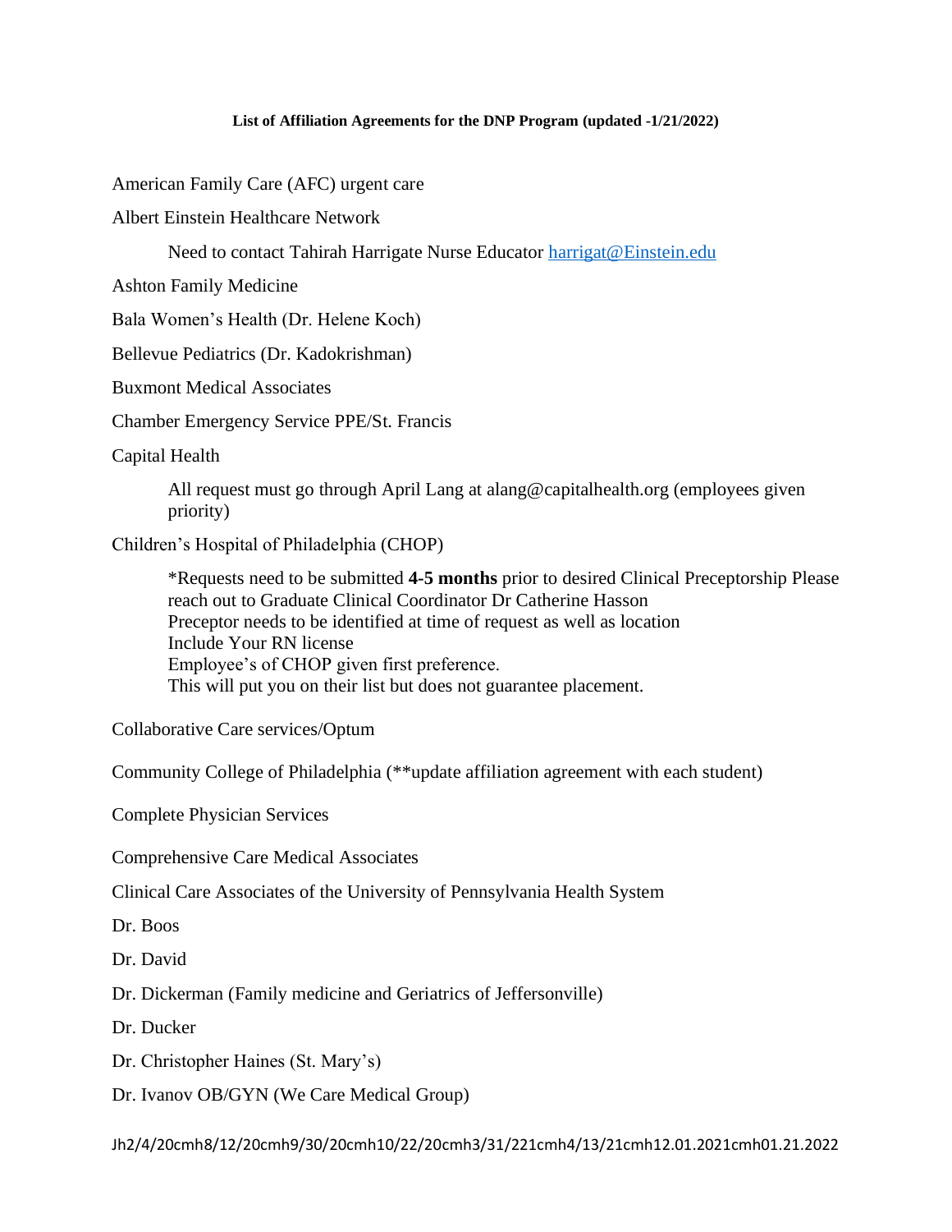**List of Affiliation Agreements for the DNP Program (updated -1/21/2022)**

American Family Care (AFC) urgent care

Albert Einstein Healthcare Network

Need to contact Tahirah Harrigate Nurse Educator harrigat@Einstein.edu

Ashton Family Medicine

Bala Women's Health (Dr. Helene Koch)

Bellevue Pediatrics (Dr. Kadokrishman)

Buxmont Medical Associates

Chamber Emergency Service PPE/St. Francis

Capital Health

All request must go through April Lang at alang@capitalhealth.org (employees given priority)

Children's Hospital of Philadelphia (CHOP)

*Requests need to be submitted **4-5 months** prior to desired Clinical Preceptorship Please reach out to Graduate Clinical Coordinator Dr Catherine Hasson
Preceptor needs to be identified at time of request as well as location
Include Your RN license
Employee's of CHOP given first preference.
This will put you on their list but does not guarantee placement.

Collaborative Care services/Optum

Community College of Philadelphia (**update affiliation agreement with each student)

Complete Physician Services

Comprehensive Care Medical Associates

Clinical Care Associates of the University of Pennsylvania Health System

Dr. Boos

Dr. David

Dr. Dickerman (Family medicine and Geriatrics of Jeffersonville)

Dr. Ducker

Dr. Christopher Haines (St. Mary's)

Dr. Ivanov OB/GYN (We Care Medical Group)

Jh2/4/20cmh8/12/20cmh9/30/20cmh10/22/20cmh3/31/221cmh4/13/21cmh12.01.2021cmh01.21.2022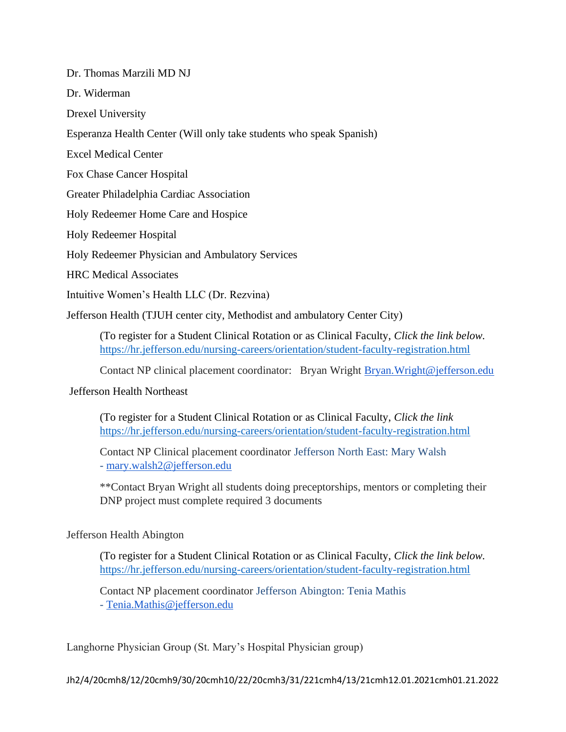Dr. Thomas Marzili MD NJ

Dr. Widerman

Drexel University

Esperanza Health Center (Will only take students who speak Spanish)

Excel Medical Center

Fox Chase Cancer Hospital

Greater Philadelphia Cardiac Association

Holy Redeemer Home Care and Hospice

Holy Redeemer Hospital

Holy Redeemer Physician and Ambulatory Services

HRC Medical Associates

Intuitive Women's Health LLC (Dr. Rezvina)

Jefferson Health (TJUH center city, Methodist and ambulatory Center City)

> (To register for a Student Clinical Rotation or as Clinical Faculty, *Click the link below.* https://hr.jefferson.edu/nursing-careers/orientation/student-faculty-registration.html
>
> Contact NP clinical placement coordinator: Bryan Wright Bryan.Wright@jefferson.edu

Jefferson Health Northeast

> (To register for a Student Clinical Rotation or as Clinical Faculty, *Click the link* https://hr.jefferson.edu/nursing-careers/orientation/student-faculty-registration.html
>
> Contact NP Clinical placement coordinator Jefferson North East: Mary Walsh - mary.walsh2@jefferson.edu
>
> **Contact Bryan Wright all students doing preceptorships, mentors or completing their DNP project must complete required 3 documents

Jefferson Health Abington

> (To register for a Student Clinical Rotation or as Clinical Faculty, *Click the link below.* https://hr.jefferson.edu/nursing-careers/orientation/student-faculty-registration.html
>
> Contact NP placement coordinator Jefferson Abington: Tenia Mathis - Tenia.Mathis@jefferson.edu

Langhorne Physician Group (St. Mary's Hospital Physician group)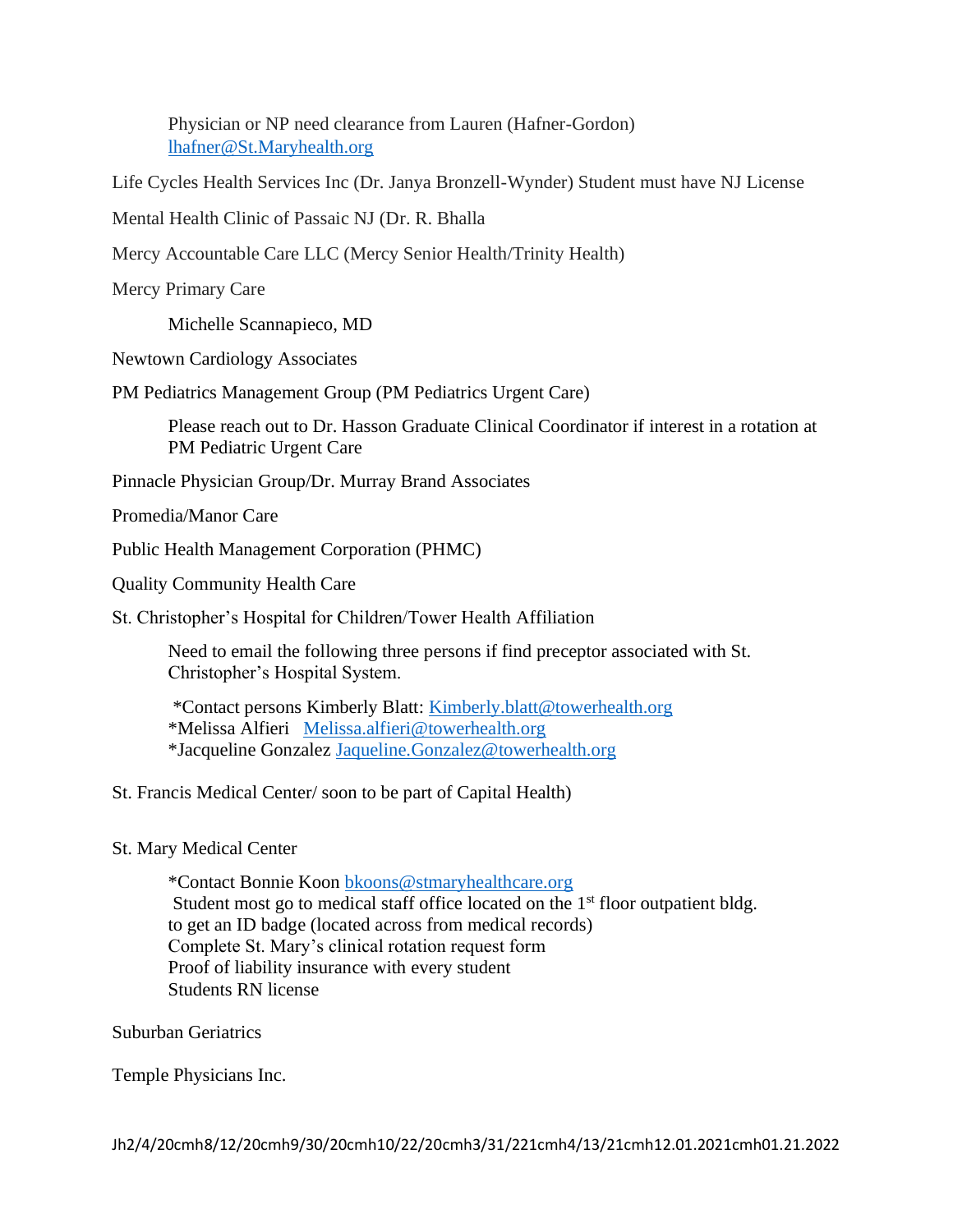Physician or NP need clearance from Lauren (Hafner-Gordon) lhafner@St.Maryhealth.org

Life Cycles Health Services Inc (Dr. Janya Bronzell-Wynder) Student must have NJ License

Mental Health Clinic of Passaic NJ (Dr. R. Bhalla

Mercy Accountable Care LLC (Mercy Senior Health/Trinity Health)

Mercy Primary Care

Michelle Scannapieco, MD

Newtown Cardiology Associates

PM Pediatrics Management Group (PM Pediatrics Urgent Care)

Please reach out to Dr. Hasson Graduate Clinical Coordinator if interest in a rotation at PM Pediatric Urgent Care

Pinnacle Physician Group/Dr. Murray Brand Associates

Promedia/Manor Care

Public Health Management Corporation (PHMC)

Quality Community Health Care

St. Christopher's Hospital for Children/Tower Health Affiliation

Need to email the following three persons if find preceptor associated with St. Christopher's Hospital System.

*Contact persons Kimberly Blatt: Kimberly.blatt@towerhealth.org
*Melissa Alfieri Melissa.alfieri@towerhealth.org
*Jacqueline Gonzalez Jaqueline.Gonzalez@towerhealth.org

St. Francis Medical Center/ soon to be part of Capital Health)

St. Mary Medical Center

*Contact Bonnie Koon bkoons@stmaryhealthcare.org
Student most go to medical staff office located on the 1st floor outpatient bldg. to get an ID badge (located across from medical records)
Complete St. Mary's clinical rotation request form
Proof of liability insurance with every student
Students RN license

Suburban Geriatrics

Temple Physicians Inc.

Jh2/4/20cmh8/12/20cmh9/30/20cmh10/22/20cmh3/31/221cmh4/13/21cmh12.01.2021cmh01.21.2022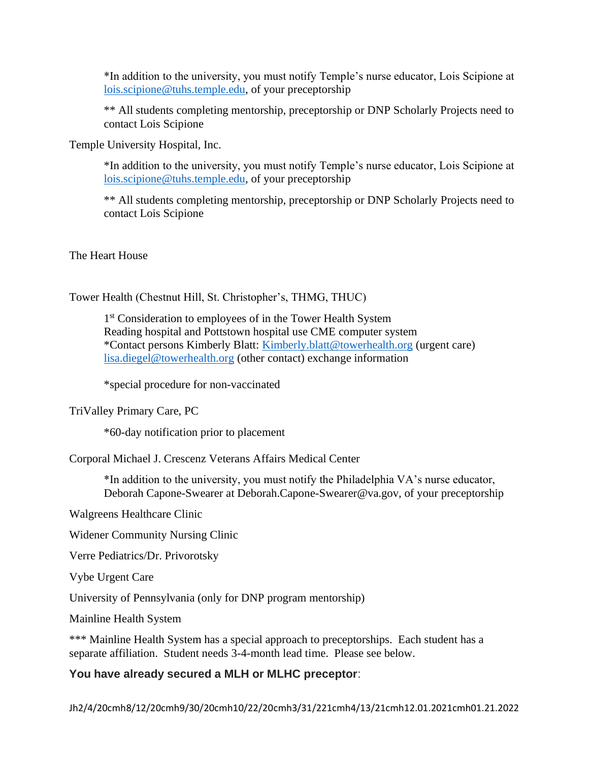*In addition to the university, you must notify Temple's nurse educator, Lois Scipione at lois.scipione@tuhs.temple.edu, of your preceptorship

** All students completing mentorship, preceptorship or DNP Scholarly Projects need to contact Lois Scipione

Temple University Hospital, Inc.

*In addition to the university, you must notify Temple's nurse educator, Lois Scipione at lois.scipione@tuhs.temple.edu, of your preceptorship

** All students completing mentorship, preceptorship or DNP Scholarly Projects need to contact Lois Scipione

The Heart House

Tower Health (Chestnut Hill, St. Christopher's, THMG, THUC)

1st Consideration to employees of in the Tower Health System
Reading hospital and Pottstown hospital use CME computer system
*Contact persons Kimberly Blatt: Kimberly.blatt@towerhealth.org (urgent care) lisa.diegel@towerhealth.org (other contact) exchange information

*special procedure for non-vaccinated

TriValley Primary Care, PC

*60-day notification prior to placement

Corporal Michael J. Crescenz Veterans Affairs Medical Center

*In addition to the university, you must notify the Philadelphia VA's nurse educator, Deborah Capone-Swearer at Deborah.Capone-Swearer@va.gov, of your preceptorship

Walgreens Healthcare Clinic

Widener Community Nursing Clinic

Verre Pediatrics/Dr. Privorotsky

Vybe Urgent Care

University of Pennsylvania (only for DNP program mentorship)

Mainline Health System

*** Mainline Health System has a special approach to preceptorships. Each student has a separate affiliation. Student needs 3-4-month lead time. Please see below.

**You have already secured a MLH or MLHC preceptor**: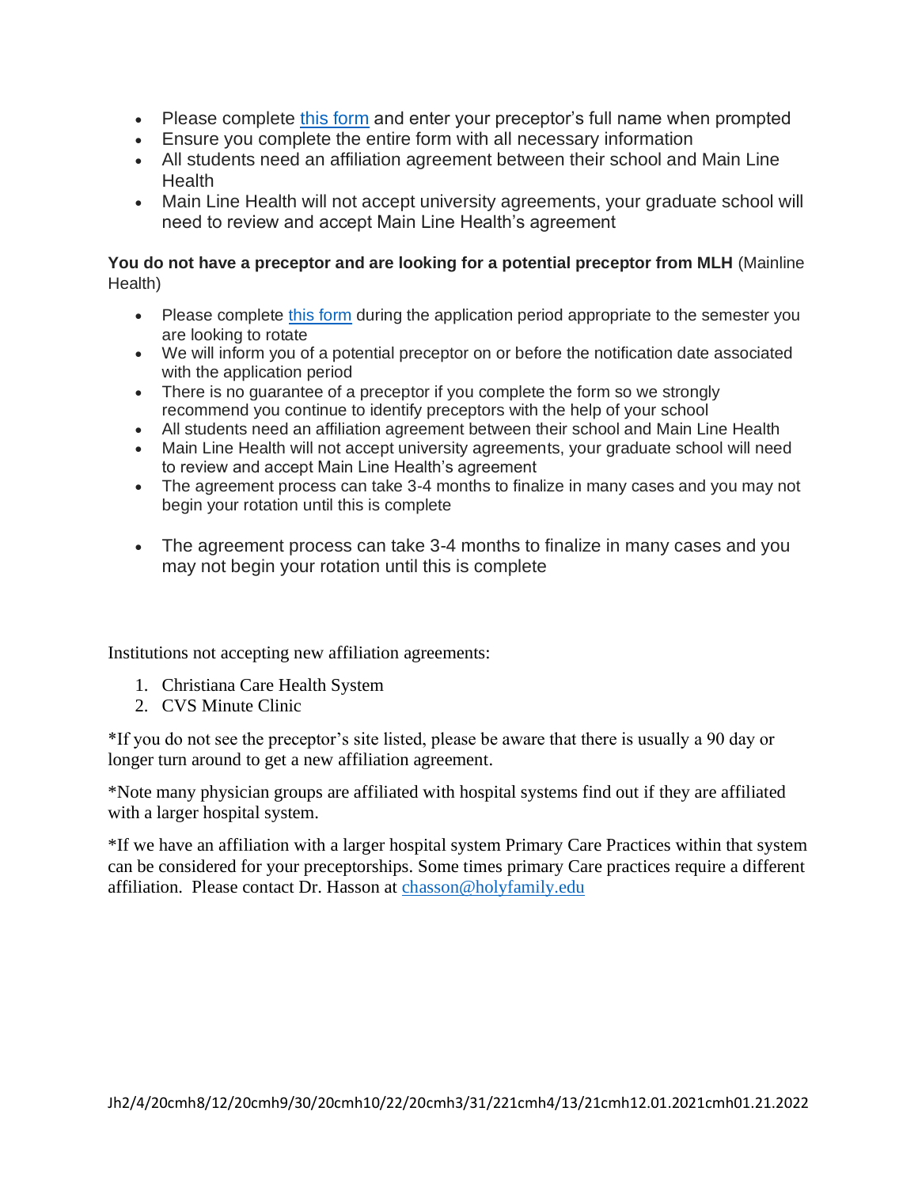- Please complete [this form] and enter your preceptor's full name when prompted
- Ensure you complete the entire form with all necessary information
- All students need an affiliation agreement between their school and Main Line Health
- Main Line Health will not accept university agreements, your graduate school will need to review and accept Main Line Health's agreement

**You do not have a preceptor and are looking for a potential preceptor from MLH** (Mainline Health)

- Please complete this form during the application period appropriate to the semester you are looking to rotate
- We will inform you of a potential preceptor on or before the notification date associated with the application period
- There is no guarantee of a preceptor if you complete the form so we strongly recommend you continue to identify preceptors with the help of your school
- All students need an affiliation agreement between their school and Main Line Health
- Main Line Health will not accept university agreements, your graduate school will need to review and accept Main Line Health's agreement
- The agreement process can take 3-4 months to finalize in many cases and you may not begin your rotation until this is complete

- The agreement process can take 3-4 months to finalize in many cases and you may not begin your rotation until this is complete

Institutions not accepting new affiliation agreements:

1. Christiana Care Health System
2. CVS Minute Clinic

*If you do not see the preceptor's site listed, please be aware that there is usually a 90 day or longer turn around to get a new affiliation agreement.

*Note many physician groups are affiliated with hospital systems find out if they are affiliated with a larger hospital system.

*If we have an affiliation with a larger hospital system Primary Care Practices within that system can be considered for your preceptorships. Some times primary Care practices require a different affiliation. Please contact Dr. Hasson at chasson@holyfamily.edu

Jh2/4/20cmh8/12/20cmh9/30/20cmh10/22/20cmh3/31/221cmh4/13/21cmh12.01.2021cmh01.21.2022